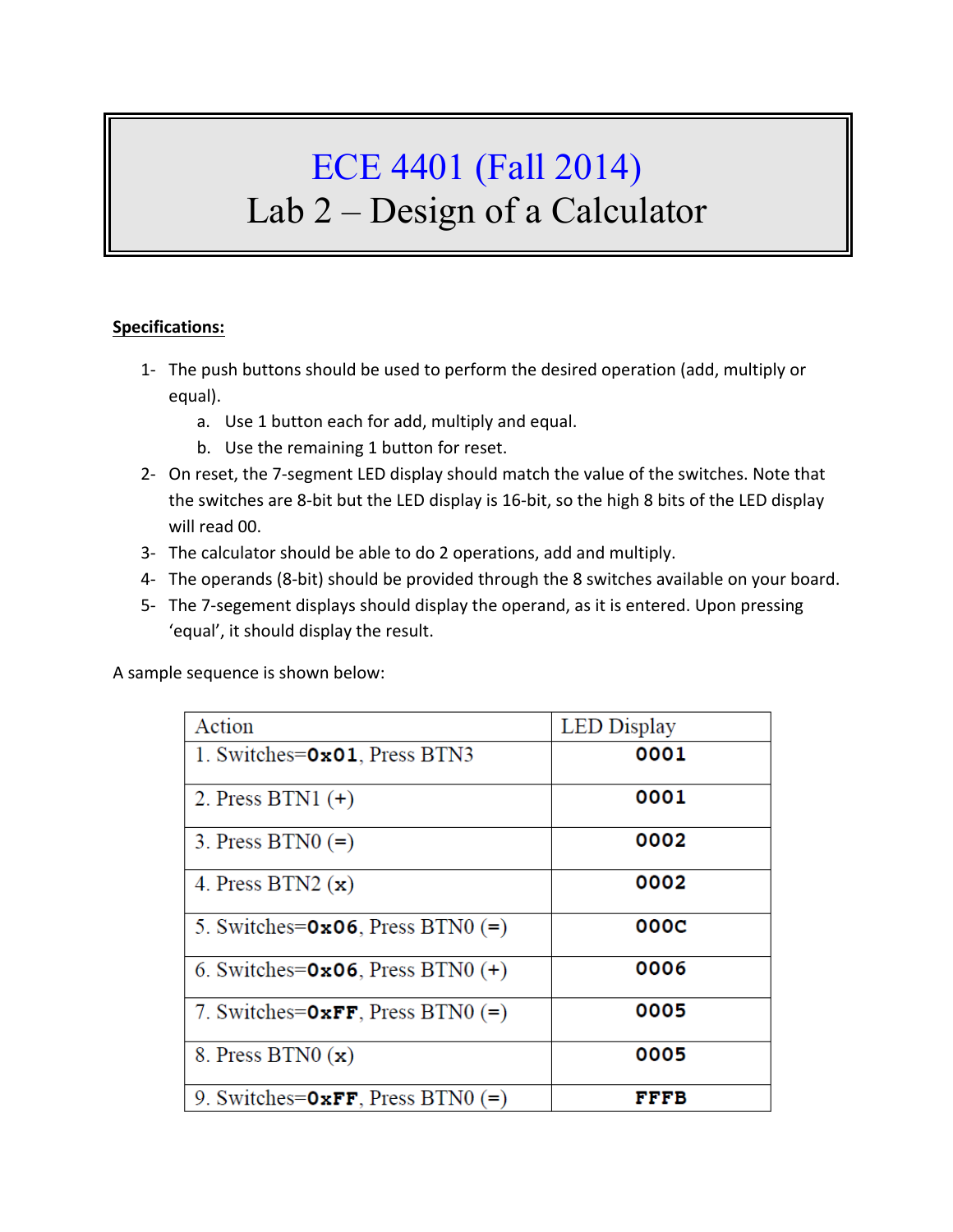# ECE 4401 (Fall 2014)
# Lab 2 – Design of a Calculator

**Specifications:**

1- The push buttons should be used to perform the desired operation (add, multiply or equal).
   a. Use 1 button each for add, multiply and equal.
   b. Use the remaining 1 button for reset.

2- On reset, the 7-segment LED display should match the value of the switches. Note that the switches are 8-bit but the LED display is 16-bit, so the high 8 bits of the LED display will read 00.

3- The calculator should be able to do 2 operations, add and multiply.

4- The operands (8-bit) should be provided through the 8 switches available on your board.

5- The 7-segement displays should display the operand, as it is entered. Upon pressing 'equal', it should display the result.

A sample sequence is shown below:

| Action | LED Display |
|---|---|
| 1. Switches=**0x01**, Press BTN3 | **0001** |
| 2. Press BTN1 (+) | **0001** |
| 3. Press BTN0 (=) | **0002** |
| 4. Press BTN2 (x) | **0002** |
| 5. Switches=**0x06**, Press BTN0 (=) | **000C** |
| 6. Switches=**0x06**, Press BTN0 (+) | **0006** |
| 7. Switches=**0xFF**, Press BTN0 (=) | **0005** |
| 8. Press BTN0 (x) | **0005** |
| 9. Switches=**0xFF**, Press BTN0 (=) | **FFFB** |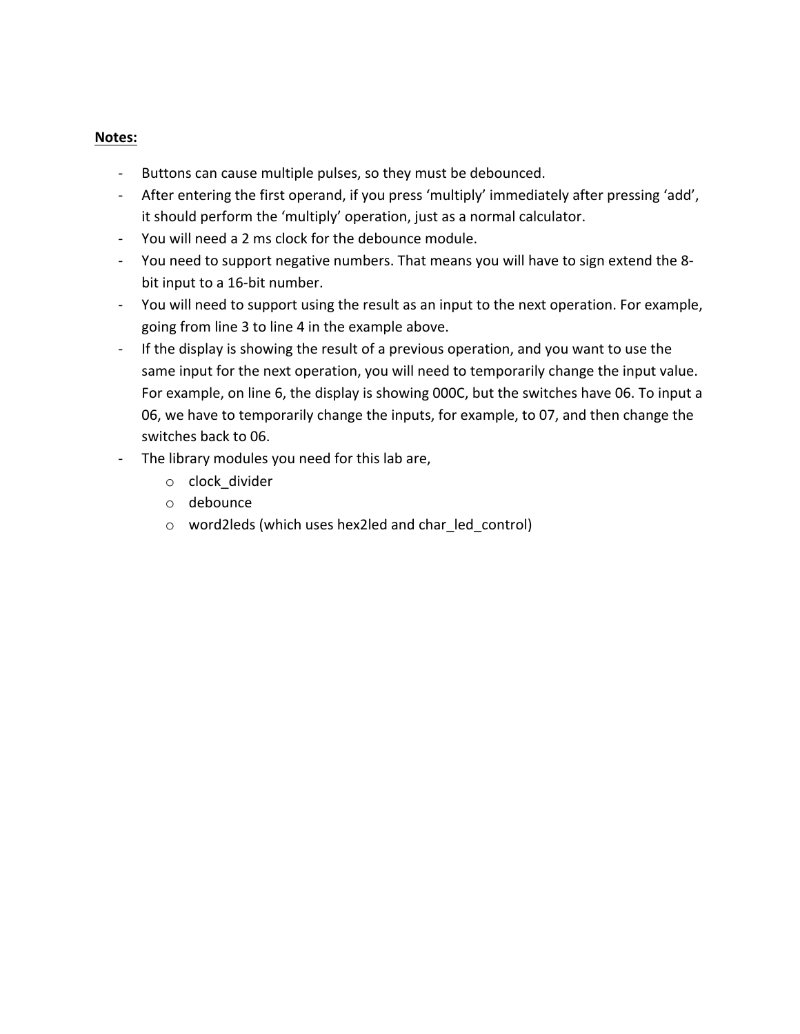**Notes:**

- Buttons can cause multiple pulses, so they must be debounced.
- After entering the first operand, if you press 'multiply' immediately after pressing 'add', it should perform the 'multiply' operation, just as a normal calculator.
- You will need a 2 ms clock for the debounce module.
- You need to support negative numbers. That means you will have to sign extend the 8-bit input to a 16-bit number.
- You will need to support using the result as an input to the next operation. For example, going from line 3 to line 4 in the example above.
- If the display is showing the result of a previous operation, and you want to use the same input for the next operation, you will need to temporarily change the input value. For example, on line 6, the display is showing 000C, but the switches have 06. To input a 06, we have to temporarily change the inputs, for example, to 07, and then change the switches back to 06.
- The library modules you need for this lab are,
  - clock_divider
  - debounce
  - word2leds (which uses hex2led and char_led_control)